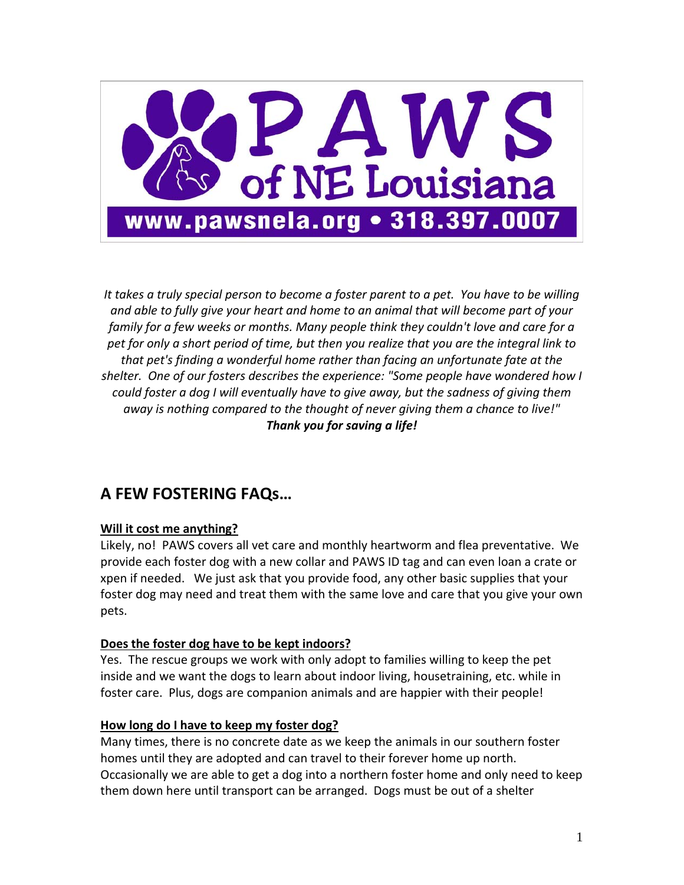# PAWS of NE Louisiana

**www.pawsnela.org • 318.397.0007**

*It takes a truly special person to become a foster parent to a pet. You have to be willing and able to fully give your heart and home to an animal that will become part of your family for a few weeks or months. Many people think they couldn't love and care for a pet for only a short period of time, but then you realize that you are the integral link to that pet's finding a wonderful home rather than facing an unfortunate fate at the shelter. One of our fosters describes the experience: "Some people have wondered how I could foster a dog I will eventually have to give away, but the sadness of giving them away is nothing compared to the thought of never giving them a chance to live!"*
***Thank you for saving a life!***

## A FEW FOSTERING FAQs…

**Will it cost me anything?**

Likely, no! PAWS covers all vet care and monthly heartworm and flea preventative. We provide each foster dog with a new collar and PAWS ID tag and can even loan a crate or xpen if needed. We just ask that you provide food, any other basic supplies that your foster dog may need and treat them with the same love and care that you give your own pets.

**Does the foster dog have to be kept indoors?**

Yes. The rescue groups we work with only adopt to families willing to keep the pet inside and we want the dogs to learn about indoor living, housetraining, etc. while in foster care. Plus, dogs are companion animals and are happier with their people!

**How long do I have to keep my foster dog?**

Many times, there is no concrete date as we keep the animals in our southern foster homes until they are adopted and can travel to their forever home up north. Occasionally we are able to get a dog into a northern foster home and only need to keep them down here until transport can be arranged. Dogs must be out of a shelter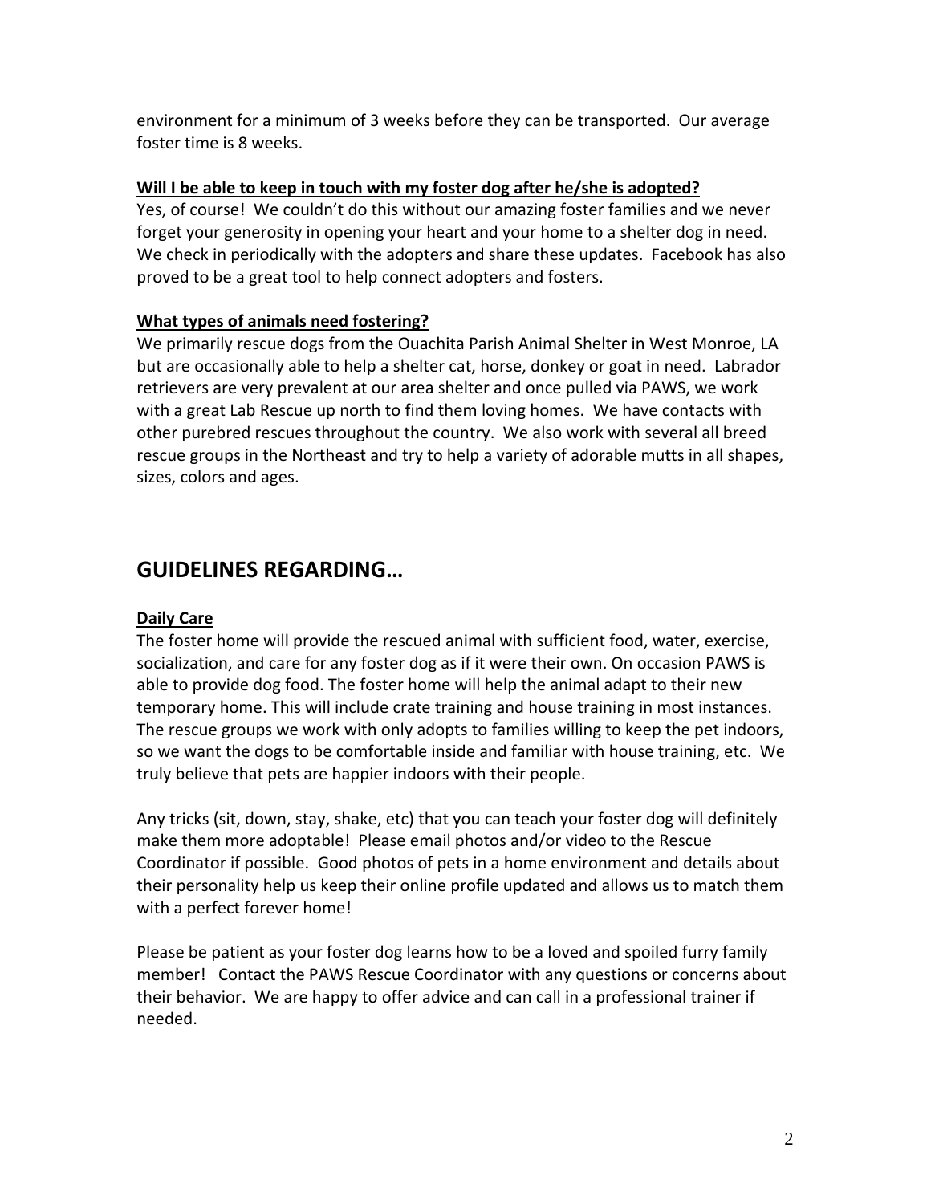environment for a minimum of 3 weeks before they can be transported. Our average foster time is 8 weeks.

**Will I be able to keep in touch with my foster dog after he/she is adopted?**

Yes, of course! We couldn't do this without our amazing foster families and we never forget your generosity in opening your heart and your home to a shelter dog in need. We check in periodically with the adopters and share these updates. Facebook has also proved to be a great tool to help connect adopters and fosters.

**What types of animals need fostering?**

We primarily rescue dogs from the Ouachita Parish Animal Shelter in West Monroe, LA but are occasionally able to help a shelter cat, horse, donkey or goat in need. Labrador retrievers are very prevalent at our area shelter and once pulled via PAWS, we work with a great Lab Rescue up north to find them loving homes. We have contacts with other purebred rescues throughout the country. We also work with several all breed rescue groups in the Northeast and try to help a variety of adorable mutts in all shapes, sizes, colors and ages.

## GUIDELINES REGARDING…

**Daily Care**

The foster home will provide the rescued animal with sufficient food, water, exercise, socialization, and care for any foster dog as if it were their own. On occasion PAWS is able to provide dog food. The foster home will help the animal adapt to their new temporary home. This will include crate training and house training in most instances. The rescue groups we work with only adopts to families willing to keep the pet indoors, so we want the dogs to be comfortable inside and familiar with house training, etc. We truly believe that pets are happier indoors with their people.

Any tricks (sit, down, stay, shake, etc) that you can teach your foster dog will definitely make them more adoptable! Please email photos and/or video to the Rescue Coordinator if possible. Good photos of pets in a home environment and details about their personality help us keep their online profile updated and allows us to match them with a perfect forever home!

Please be patient as your foster dog learns how to be a loved and spoiled furry family member! Contact the PAWS Rescue Coordinator with any questions or concerns about their behavior. We are happy to offer advice and can call in a professional trainer if needed.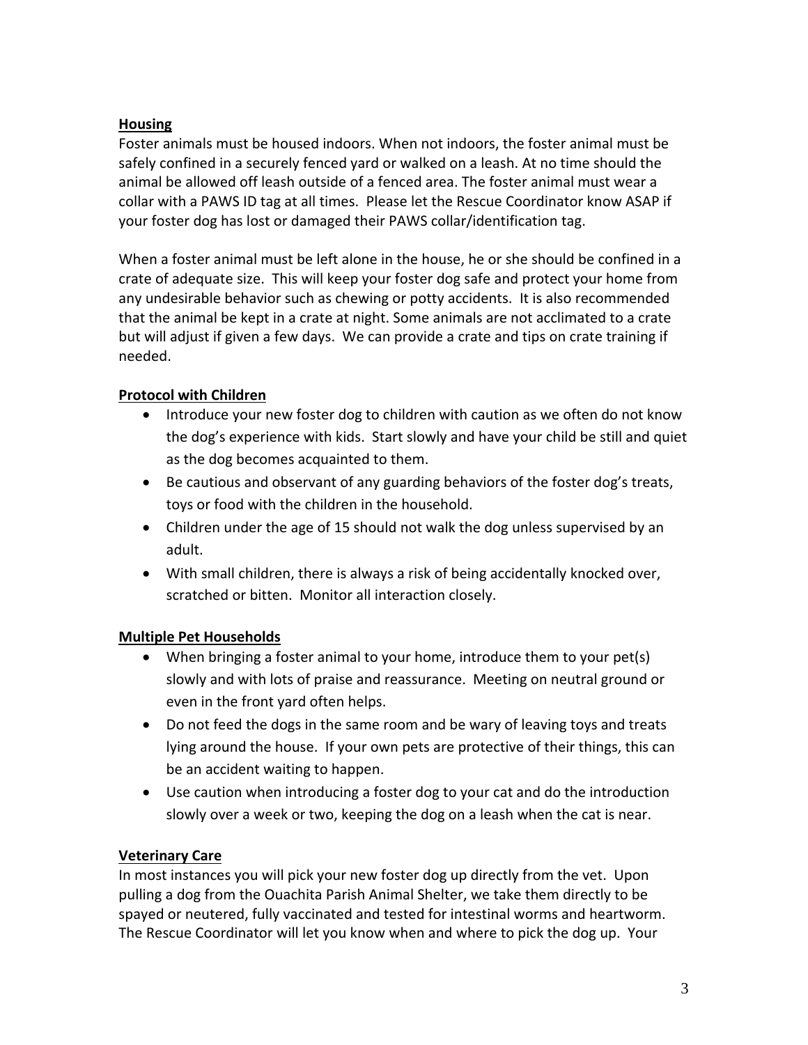## Housing

Foster animals must be housed indoors. When not indoors, the foster animal must be safely confined in a securely fenced yard or walked on a leash. At no time should the animal be allowed off leash outside of a fenced area. The foster animal must wear a collar with a PAWS ID tag at all times. Please let the Rescue Coordinator know ASAP if your foster dog has lost or damaged their PAWS collar/identification tag.

When a foster animal must be left alone in the house, he or she should be confined in a crate of adequate size. This will keep your foster dog safe and protect your home from any undesirable behavior such as chewing or potty accidents. It is also recommended that the animal be kept in a crate at night. Some animals are not acclimated to a crate but will adjust if given a few days. We can provide a crate and tips on crate training if needed.

## Protocol with Children

- Introduce your new foster dog to children with caution as we often do not know the dog's experience with kids. Start slowly and have your child be still and quiet as the dog becomes acquainted to them.
- Be cautious and observant of any guarding behaviors of the foster dog's treats, toys or food with the children in the household.
- Children under the age of 15 should not walk the dog unless supervised by an adult.
- With small children, there is always a risk of being accidentally knocked over, scratched or bitten. Monitor all interaction closely.

## Multiple Pet Households

- When bringing a foster animal to your home, introduce them to your pet(s) slowly and with lots of praise and reassurance. Meeting on neutral ground or even in the front yard often helps.
- Do not feed the dogs in the same room and be wary of leaving toys and treats lying around the house. If your own pets are protective of their things, this can be an accident waiting to happen.
- Use caution when introducing a foster dog to your cat and do the introduction slowly over a week or two, keeping the dog on a leash when the cat is near.

## Veterinary Care

In most instances you will pick your new foster dog up directly from the vet. Upon pulling a dog from the Ouachita Parish Animal Shelter, we take them directly to be spayed or neutered, fully vaccinated and tested for intestinal worms and heartworm. The Rescue Coordinator will let you know when and where to pick the dog up. Your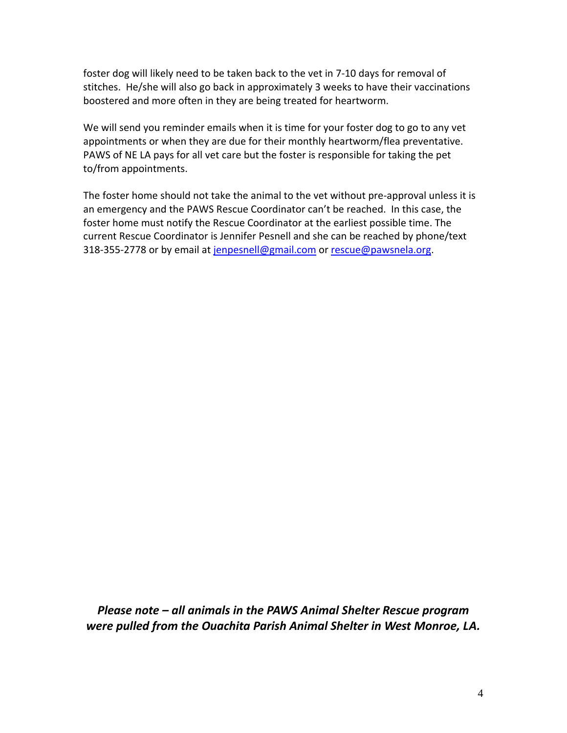foster dog will likely need to be taken back to the vet in 7-10 days for removal of stitches. He/she will also go back in approximately 3 weeks to have their vaccinations boostered and more often in they are being treated for heartworm.

We will send you reminder emails when it is time for your foster dog to go to any vet appointments or when they are due for their monthly heartworm/flea preventative. PAWS of NE LA pays for all vet care but the foster is responsible for taking the pet to/from appointments.

The foster home should not take the animal to the vet without pre-approval unless it is an emergency and the PAWS Rescue Coordinator can't be reached. In this case, the foster home must notify the Rescue Coordinator at the earliest possible time. The current Rescue Coordinator is Jennifer Pesnell and she can be reached by phone/text 318-355-2778 or by email at jenpesnell@gmail.com or rescue@pawsnela.org.

***Please note – all animals in the PAWS Animal Shelter Rescue program were pulled from the Ouachita Parish Animal Shelter in West Monroe, LA.***